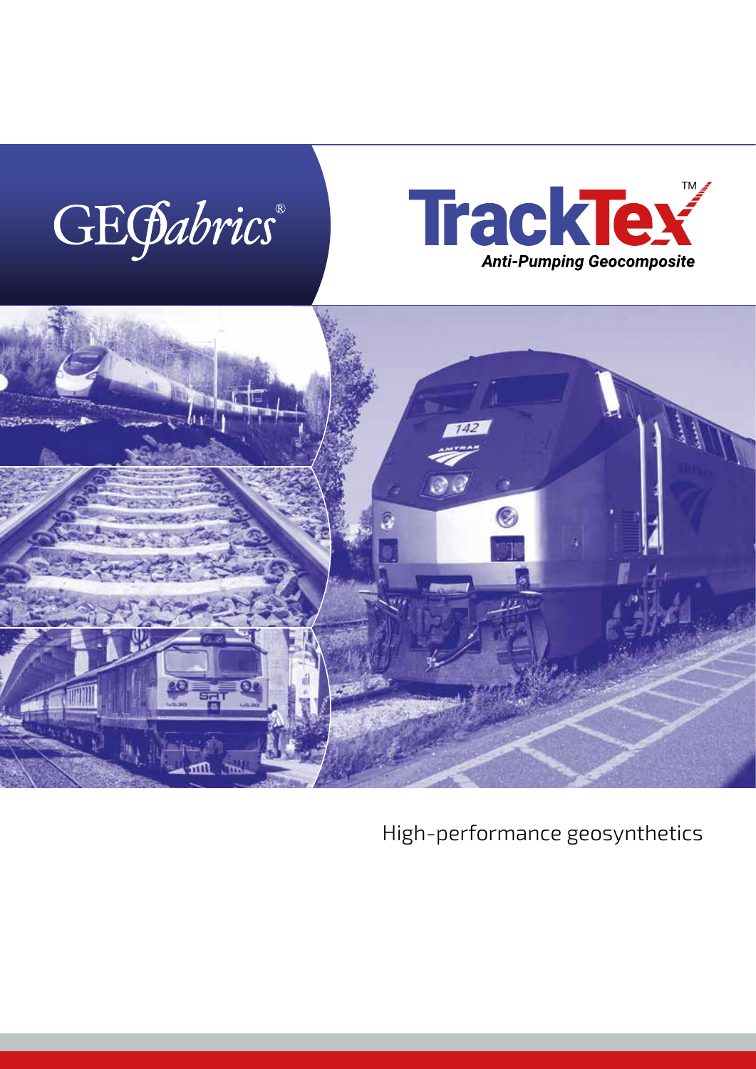GEOfabrics®

# TrackTex™

**Anti-Pumping Geocomposite**

High-performance geosynthetics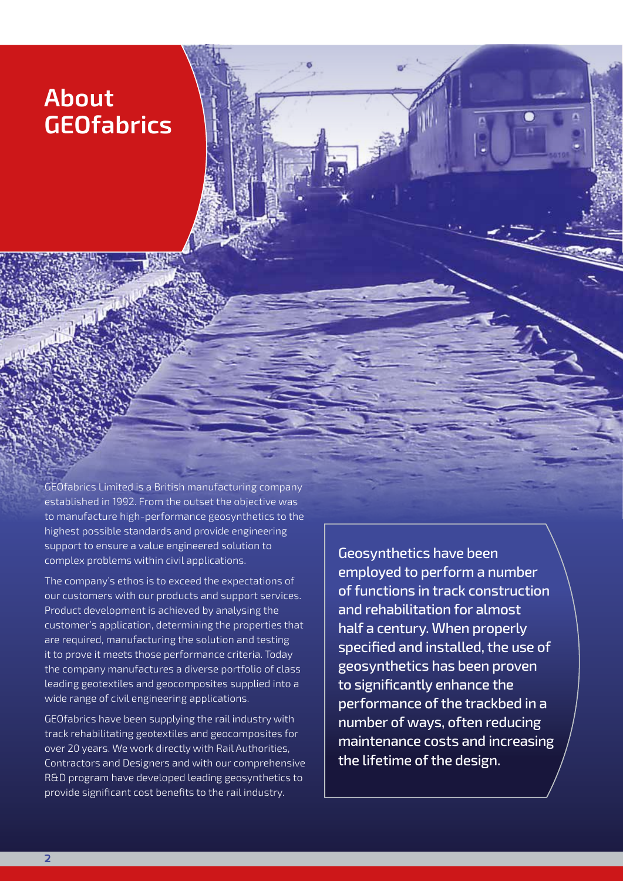# About GEOfabrics

GEOfabrics Limited is a British manufacturing company established in 1992. From the outset the objective was to manufacture high-performance geosynthetics to the highest possible standards and provide engineering support to ensure a value engineered solution to complex problems within civil applications.

The company's ethos is to exceed the expectations of our customers with our products and support services. Product development is achieved by analysing the customer's application, determining the properties that are required, manufacturing the solution and testing it to prove it meets those performance criteria. Today the company manufactures a diverse portfolio of class leading geotextiles and geocomposites supplied into a wide range of civil engineering applications.

GEOfabrics have been supplying the rail industry with track rehabilitating geotextiles and geocomposites for over 20 years. We work directly with Rail Authorities, Contractors and Designers and with our comprehensive R&D program have developed leading geosynthetics to provide significant cost benefits to the rail industry.

**Geosynthetics have been employed to perform a number of functions in track construction and rehabilitation for almost half a century. When properly specified and installed, the use of geosynthetics has been proven to significantly enhance the performance of the trackbed in a number of ways, often reducing maintenance costs and increasing the lifetime of the design.**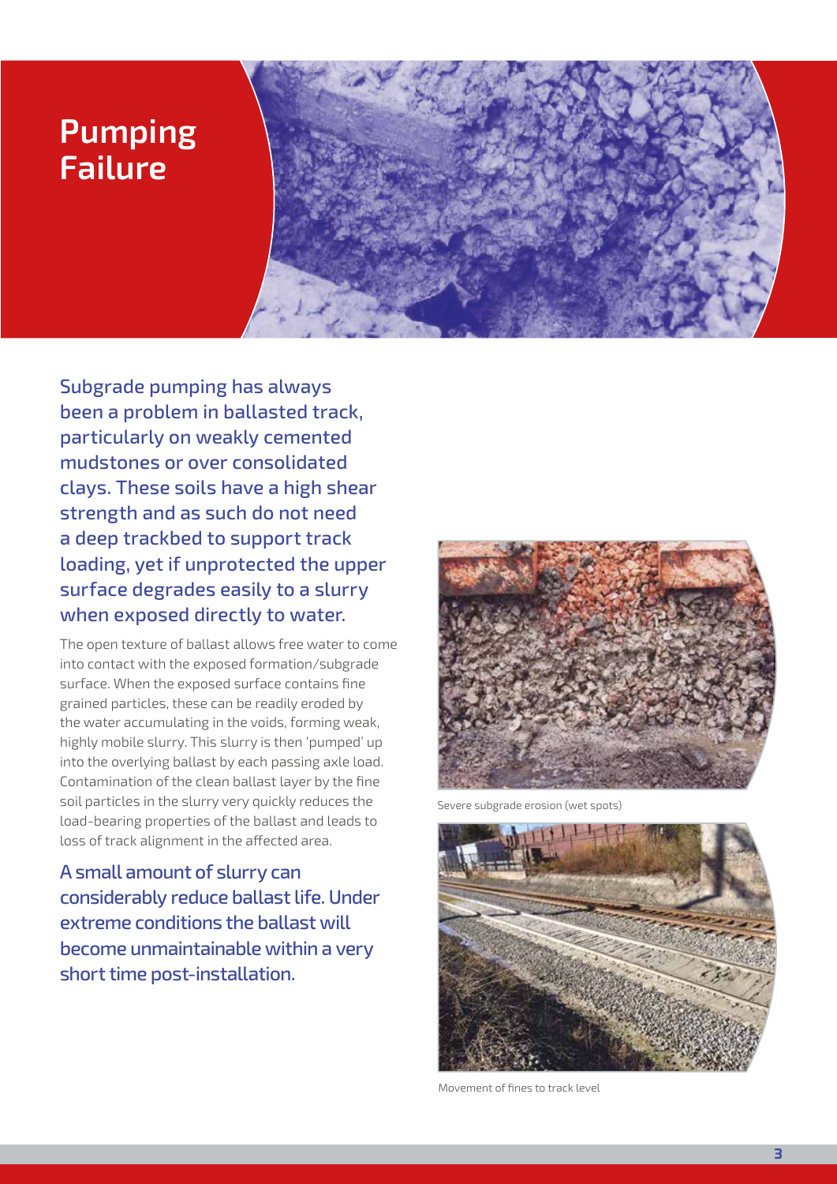# Pumping Failure

**Subgrade pumping has always been a problem in ballasted track, particularly on weakly cemented mudstones or over consolidated clays. These soils have a high shear strength and as such do not need a deep trackbed to support track loading, yet if unprotected the upper surface degrades easily to a slurry when exposed directly to water.**

The open texture of ballast allows free water to come into contact with the exposed formation/subgrade surface. When the exposed surface contains fine grained particles, these can be readily eroded by the water accumulating in the voids, forming weak, highly mobile slurry. This slurry is then 'pumped' up into the overlying ballast by each passing axle load. Contamination of the clean ballast layer by the fine soil particles in the slurry very quickly reduces the load-bearing properties of the ballast and leads to loss of track alignment in the affected area.

**A small amount of slurry can considerably reduce ballast life. Under extreme conditions the ballast will become unmaintainable within a very short time post-installation.**

Severe subgrade erosion (wet spots)

Movement of fines to track level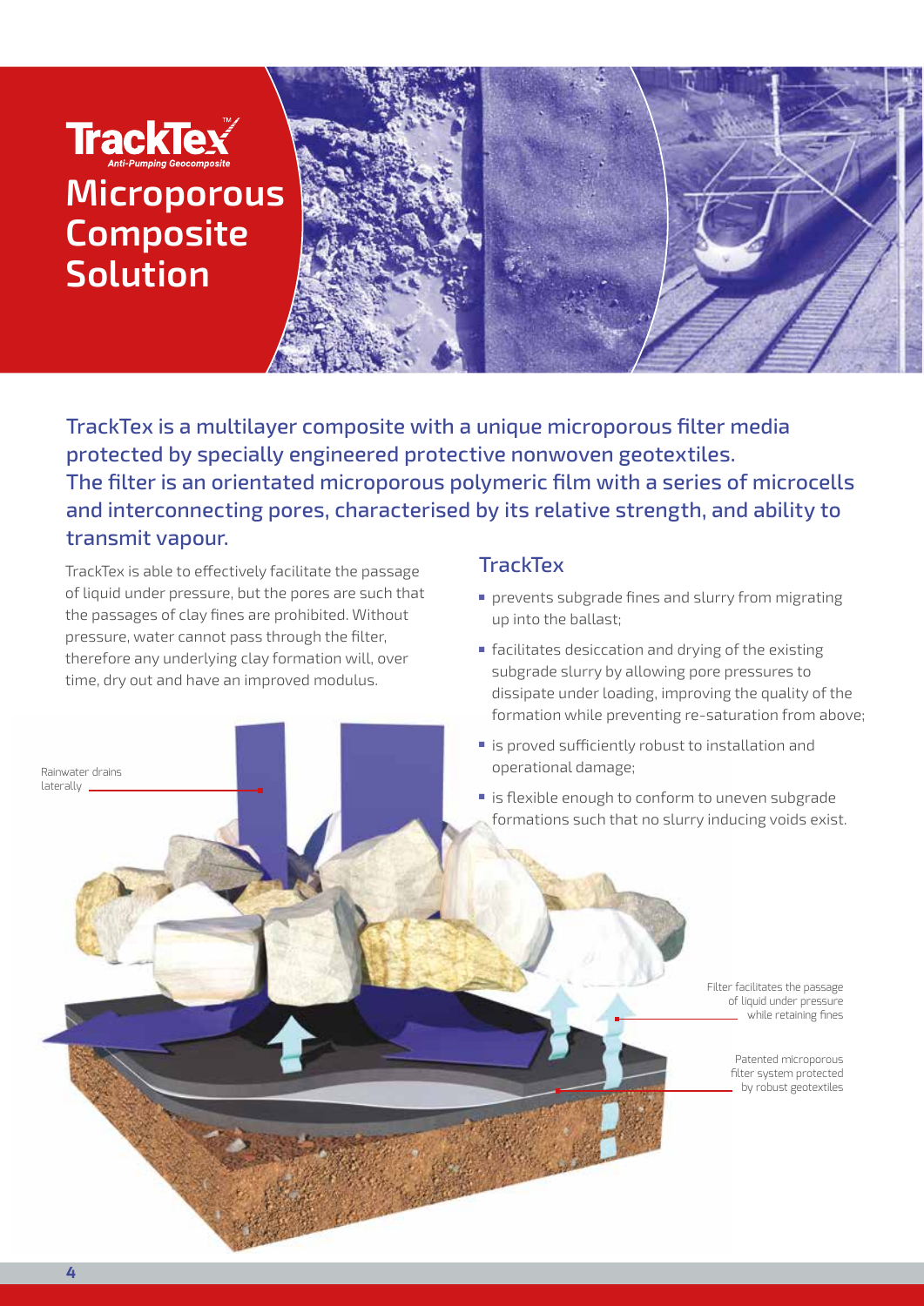# TrackTex

*Anti-Pumping Geocomposite*

## Microporous Composite Solution

**TrackTex is a multilayer composite with a unique microporous filter media protected by specially engineered protective nonwoven geotextiles. The filter is an orientated microporous polymeric film with a series of microcells and interconnecting pores, characterised by its relative strength, and ability to transmit vapour.**

TrackTex is able to effectively facilitate the passage of liquid under pressure, but the pores are such that the passages of clay fines are prohibited. Without pressure, water cannot pass through the filter, therefore any underlying clay formation will, over time, dry out and have an improved modulus.

### TrackTex

- prevents subgrade fines and slurry from migrating up into the ballast;
- facilitates desiccation and drying of the existing subgrade slurry by allowing pore pressures to dissipate under loading, improving the quality of the formation while preventing re-saturation from above;
- is proved sufficiently robust to installation and operational damage;
- is flexible enough to conform to uneven subgrade formations such that no slurry inducing voids exist.

Rainwater drains laterally

Filter facilitates the passage of liquid under pressure while retaining fines

Patented microporous filter system protected by robust geotextiles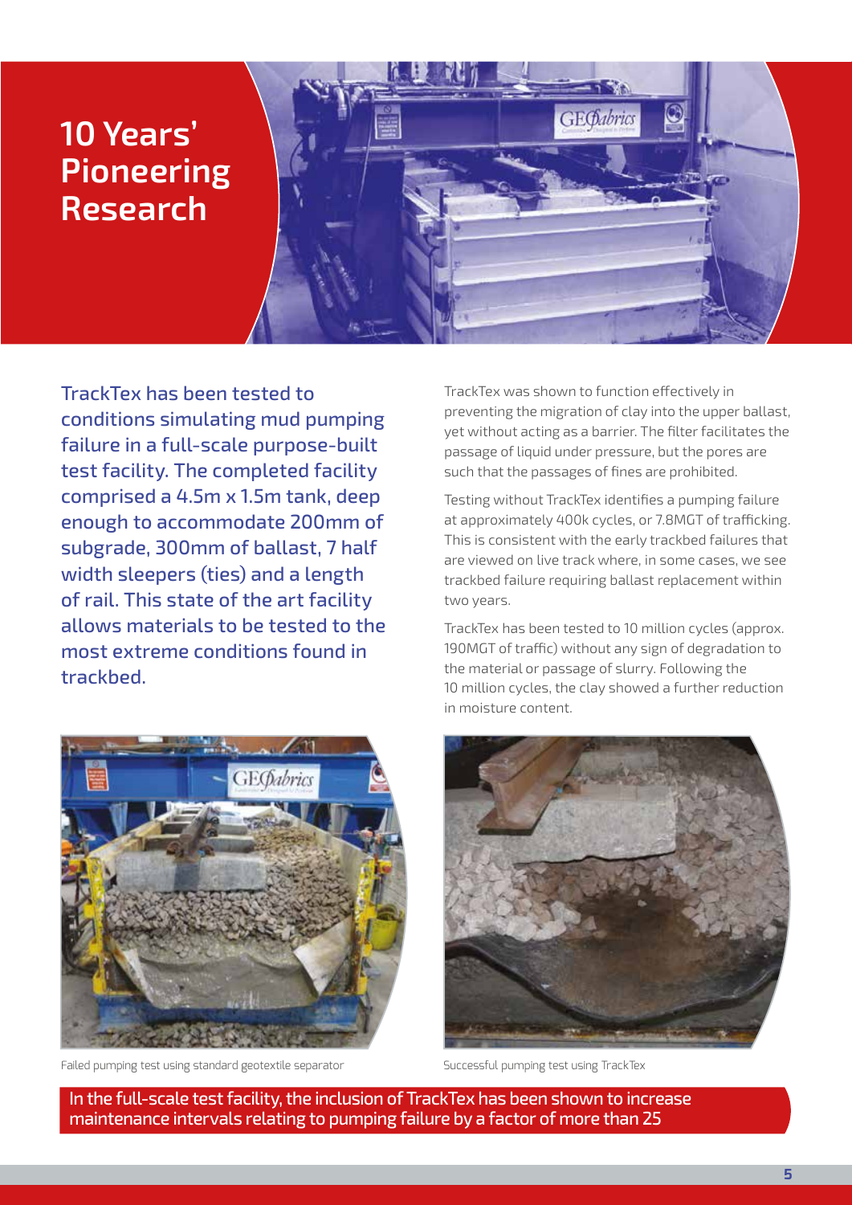# 10 Years' Pioneering Research

**TrackTex has been tested to conditions simulating mud pumping failure in a full-scale purpose-built test facility. The completed facility comprised a 4.5m x 1.5m tank, deep enough to accommodate 200mm of subgrade, 300mm of ballast, 7 half width sleepers (ties) and a length of rail. This state of the art facility allows materials to be tested to the most extreme conditions found in trackbed.**

TrackTex was shown to function effectively in preventing the migration of clay into the upper ballast, yet without acting as a barrier. The filter facilitates the passage of liquid under pressure, but the pores are such that the passages of fines are prohibited.

Testing without TrackTex identifies a pumping failure at approximately 400k cycles, or 7.8MGT of trafficking. This is consistent with the early trackbed failures that are viewed on live track where, in some cases, we see trackbed failure requiring ballast replacement within two years.

TrackTex has been tested to 10 million cycles (approx. 190MGT of traffic) without any sign of degradation to the material or passage of slurry. Following the 10 million cycles, the clay showed a further reduction in moisture content.

Failed pumping test using standard geotextile separator

Successful pumping test using TrackTex

**In the full-scale test facility, the inclusion of TrackTex has been shown to increase maintenance intervals relating to pumping failure by a factor of more than 25**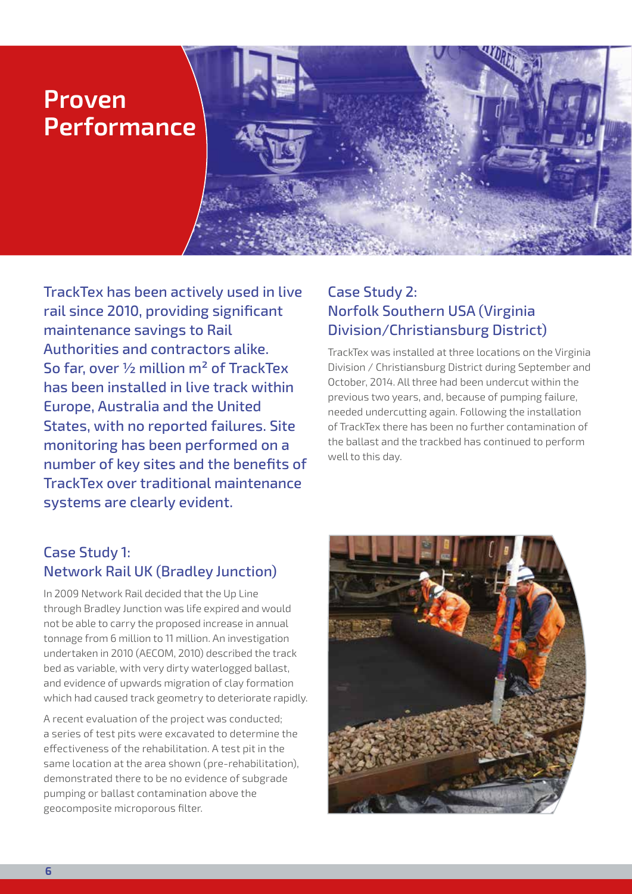# Proven Performance

**TrackTex has been actively used in live rail since 2010, providing significant maintenance savings to Rail Authorities and contractors alike. So far, over ½ million m² of TrackTex has been installed in live track within Europe, Australia and the United States, with no reported failures. Site monitoring has been performed on a number of key sites and the benefits of TrackTex over traditional maintenance systems are clearly evident.**

## Case Study 1: Network Rail UK (Bradley Junction)

In 2009 Network Rail decided that the Up Line through Bradley Junction was life expired and would not be able to carry the proposed increase in annual tonnage from 6 million to 11 million. An investigation undertaken in 2010 (AECOM, 2010) described the track bed as variable, with very dirty waterlogged ballast, and evidence of upwards migration of clay formation which had caused track geometry to deteriorate rapidly.

A recent evaluation of the project was conducted; a series of test pits were excavated to determine the effectiveness of the rehabilitation. A test pit in the same location at the area shown (pre-rehabilitation), demonstrated there to be no evidence of subgrade pumping or ballast contamination above the geocomposite microporous filter.

## Case Study 2: Norfolk Southern USA (Virginia Division/Christiansburg District)

TrackTex was installed at three locations on the Virginia Division / Christiansburg District during September and October, 2014. All three had been undercut within the previous two years, and, because of pumping failure, needed undercutting again. Following the installation of TrackTex there has been no further contamination of the ballast and the trackbed has continued to perform well to this day.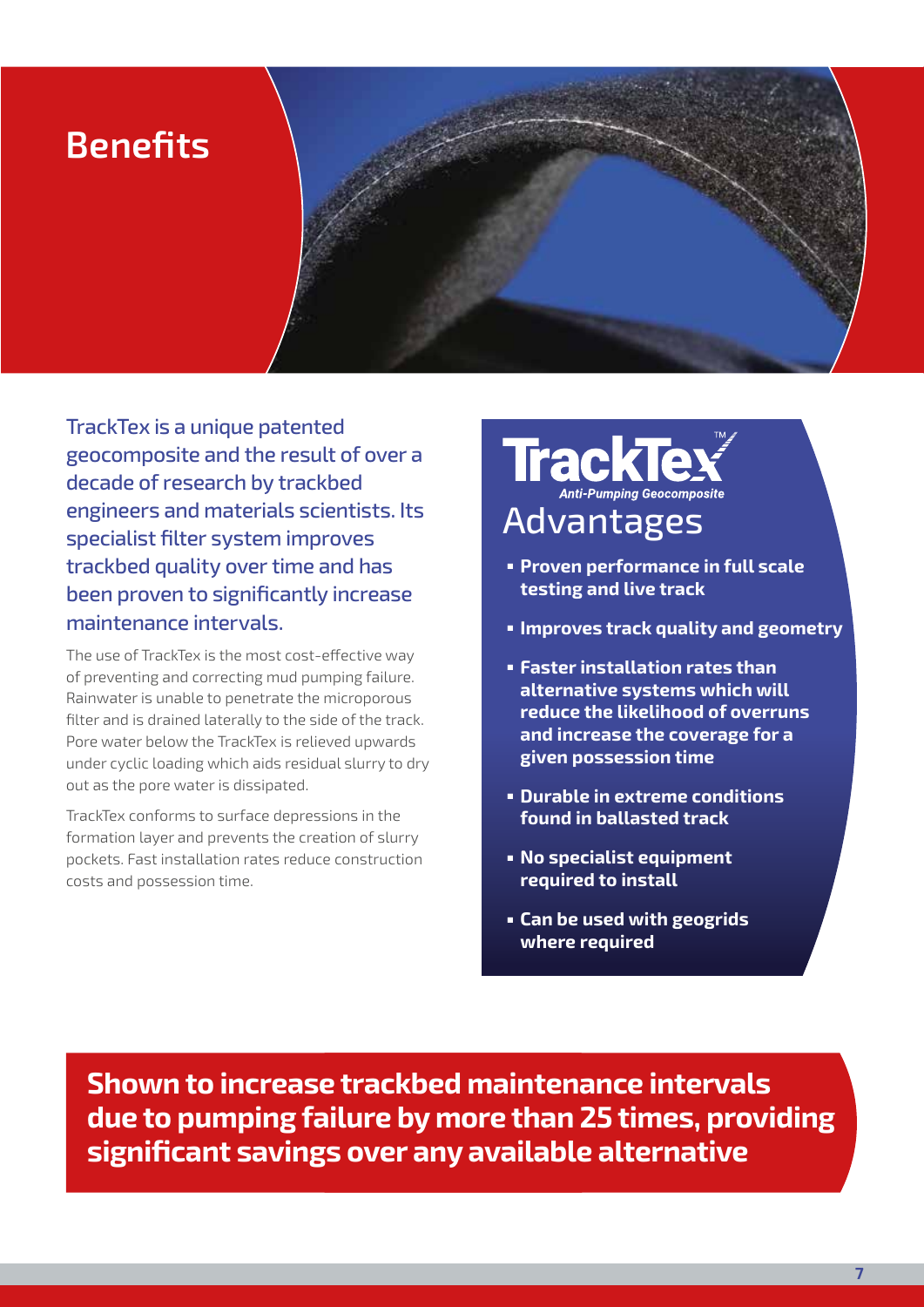# Benefits

## TrackTex is a unique patented geocomposite and the result of over a decade of research by trackbed engineers and materials scientists. Its specialist filter system improves trackbed quality over time and has been proven to significantly increase maintenance intervals.

The use of TrackTex is the most cost-effective way of preventing and correcting mud pumping failure. Rainwater is unable to penetrate the microporous filter and is drained laterally to the side of the track. Pore water below the TrackTex is relieved upwards under cyclic loading which aids residual slurry to dry out as the pore water is dissipated.

TrackTex conforms to surface depressions in the formation layer and prevents the creation of slurry pockets. Fast installation rates reduce construction costs and possession time.

## TrackTex™ *Anti-Pumping Geocomposite* Advantages

- **Proven performance in full scale testing and live track**
- **Improves track quality and geometry**
- **Faster installation rates than alternative systems which will reduce the likelihood of overruns and increase the coverage for a given possession time**
- **Durable in extreme conditions found in ballasted track**
- **No specialist equipment required to install**
- **Can be used with geogrids where required**

**Shown to increase trackbed maintenance intervals due to pumping failure by more than 25 times, providing significant savings over any available alternative**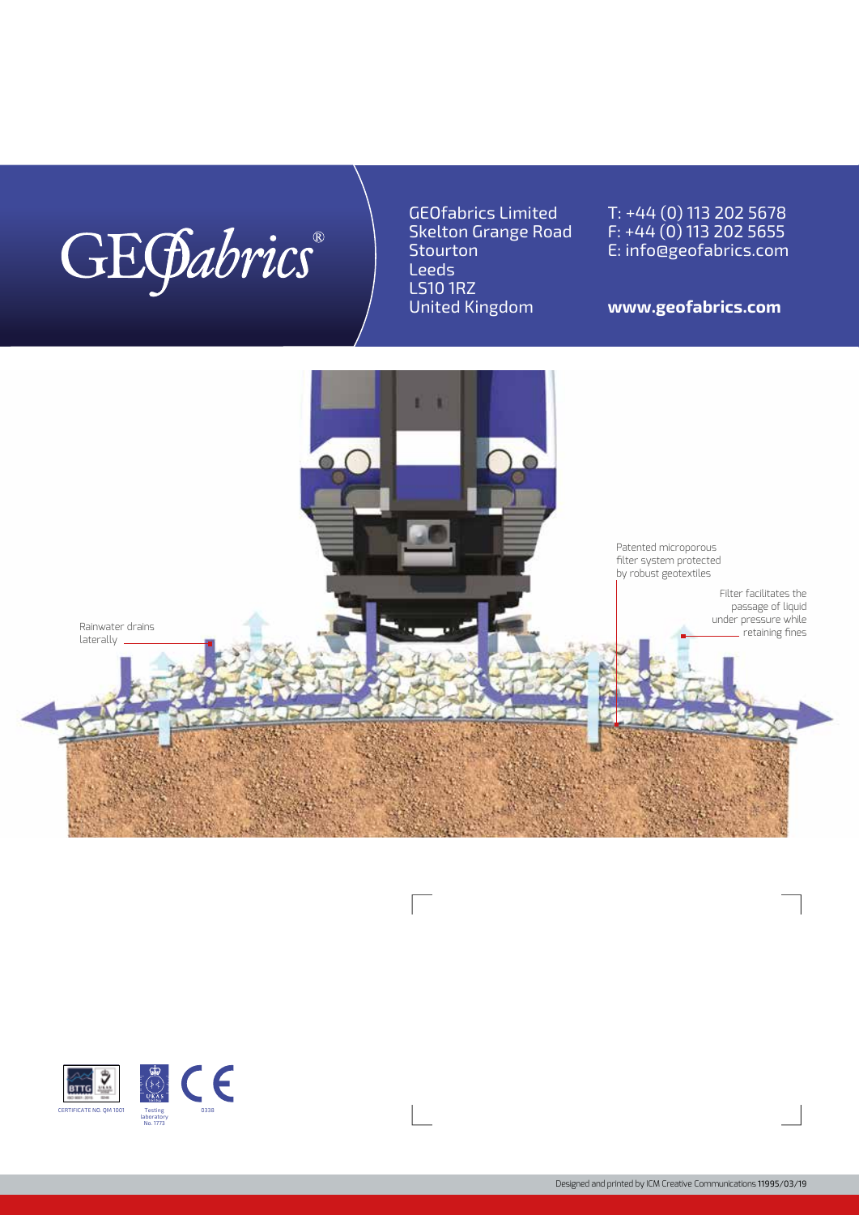GEOfabrics®

GEOfabrics Limited
Skelton Grange Road
Stourton
Leeds
LS10 1RZ
United Kingdom

T: +44 (0) 113 202 5678
F: +44 (0) 113 202 5655
E: info@geofabrics.com

**www.geofabrics.com**

Patented microporous filter system protected by robust geotextiles

Filter facilitates the passage of liquid under pressure while retaining fines

Rainwater drains laterally

CERTIFICATE NO. QM 1001

Testing laboratory No. 1773

0338

Designed and printed by ICM Creative Communications 11995/03/19